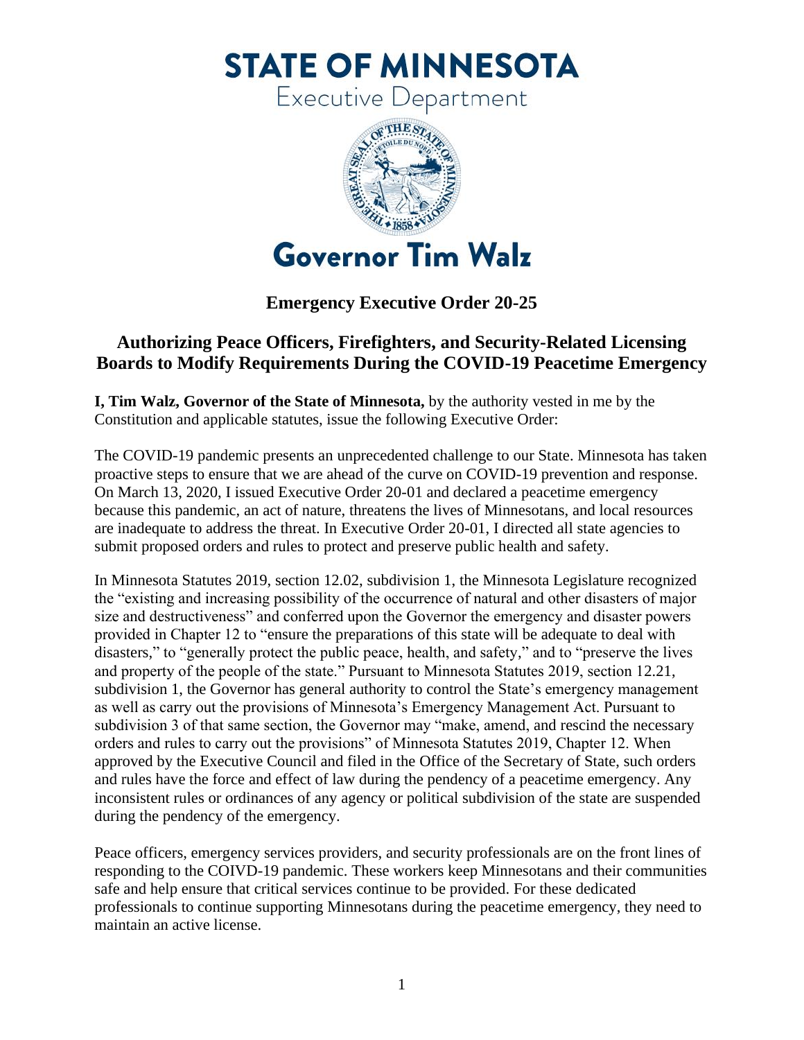# STATE OF MINNESOTA

Executive Department

Governor Tim Walz

## Emergency Executive Order 20-25

## Authorizing Peace Officers, Firefighters, and Security-Related Licensing Boards to Modify Requirements During the COVID-19 Peacetime Emergency

**I, Tim Walz, Governor of the State of Minnesota,** by the authority vested in me by the Constitution and applicable statutes, issue the following Executive Order:

The COVID-19 pandemic presents an unprecedented challenge to our State. Minnesota has taken proactive steps to ensure that we are ahead of the curve on COVID-19 prevention and response. On March 13, 2020, I issued Executive Order 20-01 and declared a peacetime emergency because this pandemic, an act of nature, threatens the lives of Minnesotans, and local resources are inadequate to address the threat. In Executive Order 20-01, I directed all state agencies to submit proposed orders and rules to protect and preserve public health and safety.

In Minnesota Statutes 2019, section 12.02, subdivision 1, the Minnesota Legislature recognized the "existing and increasing possibility of the occurrence of natural and other disasters of major size and destructiveness" and conferred upon the Governor the emergency and disaster powers provided in Chapter 12 to "ensure the preparations of this state will be adequate to deal with disasters," to "generally protect the public peace, health, and safety," and to "preserve the lives and property of the people of the state." Pursuant to Minnesota Statutes 2019, section 12.21, subdivision 1, the Governor has general authority to control the State's emergency management as well as carry out the provisions of Minnesota's Emergency Management Act. Pursuant to subdivision 3 of that same section, the Governor may "make, amend, and rescind the necessary orders and rules to carry out the provisions" of Minnesota Statutes 2019, Chapter 12. When approved by the Executive Council and filed in the Office of the Secretary of State, such orders and rules have the force and effect of law during the pendency of a peacetime emergency. Any inconsistent rules or ordinances of any agency or political subdivision of the state are suspended during the pendency of the emergency.

Peace officers, emergency services providers, and security professionals are on the front lines of responding to the COIVD-19 pandemic. These workers keep Minnesotans and their communities safe and help ensure that critical services continue to be provided. For these dedicated professionals to continue supporting Minnesotans during the peacetime emergency, they need to maintain an active license.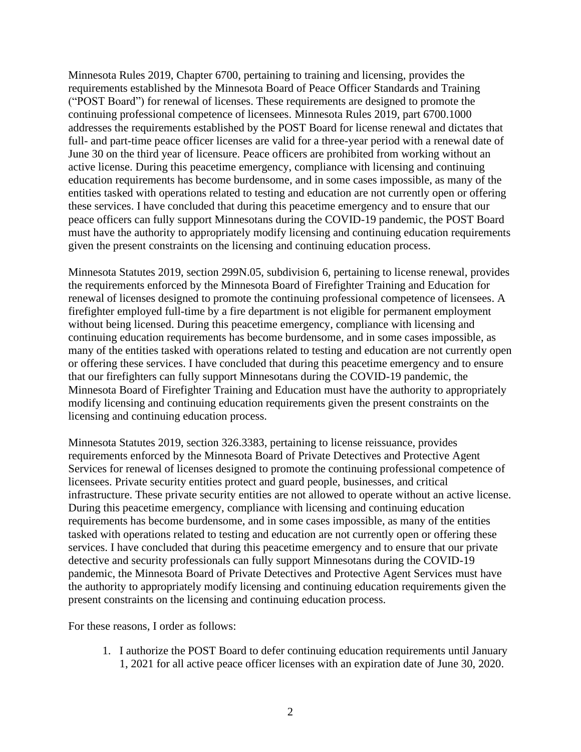Minnesota Rules 2019, Chapter 6700, pertaining to training and licensing, provides the requirements established by the Minnesota Board of Peace Officer Standards and Training ("POST Board") for renewal of licenses. These requirements are designed to promote the continuing professional competence of licensees. Minnesota Rules 2019, part 6700.1000 addresses the requirements established by the POST Board for license renewal and dictates that full- and part-time peace officer licenses are valid for a three-year period with a renewal date of June 30 on the third year of licensure. Peace officers are prohibited from working without an active license. During this peacetime emergency, compliance with licensing and continuing education requirements has become burdensome, and in some cases impossible, as many of the entities tasked with operations related to testing and education are not currently open or offering these services. I have concluded that during this peacetime emergency and to ensure that our peace officers can fully support Minnesotans during the COVID-19 pandemic, the POST Board must have the authority to appropriately modify licensing and continuing education requirements given the present constraints on the licensing and continuing education process.

Minnesota Statutes 2019, section 299N.05, subdivision 6, pertaining to license renewal, provides the requirements enforced by the Minnesota Board of Firefighter Training and Education for renewal of licenses designed to promote the continuing professional competence of licensees. A firefighter employed full-time by a fire department is not eligible for permanent employment without being licensed. During this peacetime emergency, compliance with licensing and continuing education requirements has become burdensome, and in some cases impossible, as many of the entities tasked with operations related to testing and education are not currently open or offering these services. I have concluded that during this peacetime emergency and to ensure that our firefighters can fully support Minnesotans during the COVID-19 pandemic, the Minnesota Board of Firefighter Training and Education must have the authority to appropriately modify licensing and continuing education requirements given the present constraints on the licensing and continuing education process.

Minnesota Statutes 2019, section 326.3383, pertaining to license reissuance, provides requirements enforced by the Minnesota Board of Private Detectives and Protective Agent Services for renewal of licenses designed to promote the continuing professional competence of licensees. Private security entities protect and guard people, businesses, and critical infrastructure. These private security entities are not allowed to operate without an active license. During this peacetime emergency, compliance with licensing and continuing education requirements has become burdensome, and in some cases impossible, as many of the entities tasked with operations related to testing and education are not currently open or offering these services. I have concluded that during this peacetime emergency and to ensure that our private detective and security professionals can fully support Minnesotans during the COVID-19 pandemic, the Minnesota Board of Private Detectives and Protective Agent Services must have the authority to appropriately modify licensing and continuing education requirements given the present constraints on the licensing and continuing education process.

For these reasons, I order as follows:

1. I authorize the POST Board to defer continuing education requirements until January 1, 2021 for all active peace officer licenses with an expiration date of June 30, 2020.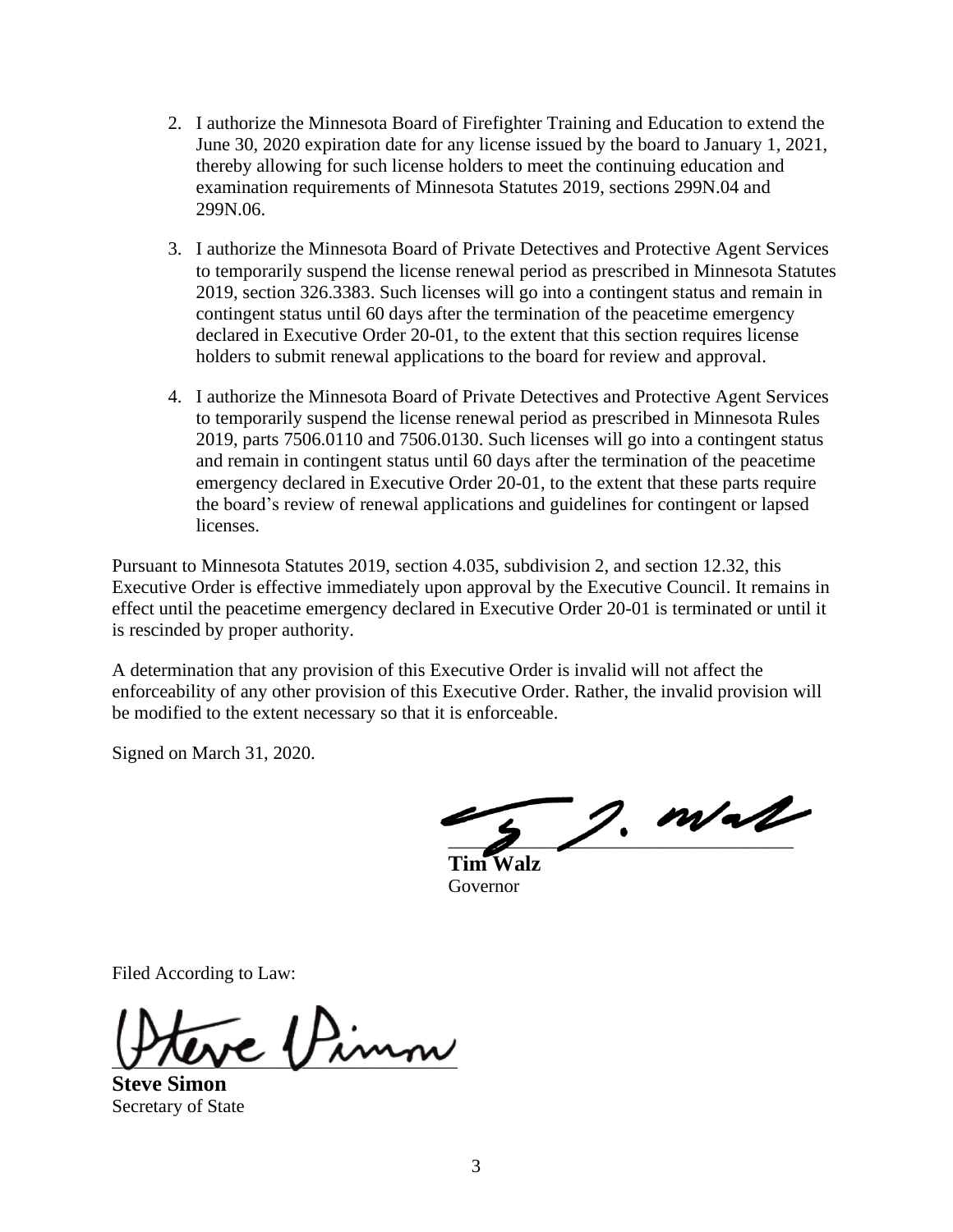2. I authorize the Minnesota Board of Firefighter Training and Education to extend the June 30, 2020 expiration date for any license issued by the board to January 1, 2021, thereby allowing for such license holders to meet the continuing education and examination requirements of Minnesota Statutes 2019, sections 299N.04 and 299N.06.

3. I authorize the Minnesota Board of Private Detectives and Protective Agent Services to temporarily suspend the license renewal period as prescribed in Minnesota Statutes 2019, section 326.3383. Such licenses will go into a contingent status and remain in contingent status until 60 days after the termination of the peacetime emergency declared in Executive Order 20-01, to the extent that this section requires license holders to submit renewal applications to the board for review and approval.

4. I authorize the Minnesota Board of Private Detectives and Protective Agent Services to temporarily suspend the license renewal period as prescribed in Minnesota Rules 2019, parts 7506.0110 and 7506.0130. Such licenses will go into a contingent status and remain in contingent status until 60 days after the termination of the peacetime emergency declared in Executive Order 20-01, to the extent that these parts require the board's review of renewal applications and guidelines for contingent or lapsed licenses.

Pursuant to Minnesota Statutes 2019, section 4.035, subdivision 2, and section 12.32, this Executive Order is effective immediately upon approval by the Executive Council. It remains in effect until the peacetime emergency declared in Executive Order 20-01 is terminated or until it is rescinded by proper authority.

A determination that any provision of this Executive Order is invalid will not affect the enforceability of any other provision of this Executive Order. Rather, the invalid provision will be modified to the extent necessary so that it is enforceable.

Signed on March 31, 2020.

**Tim Walz**
Governor

Filed According to Law:

**Steve Simon**
Secretary of State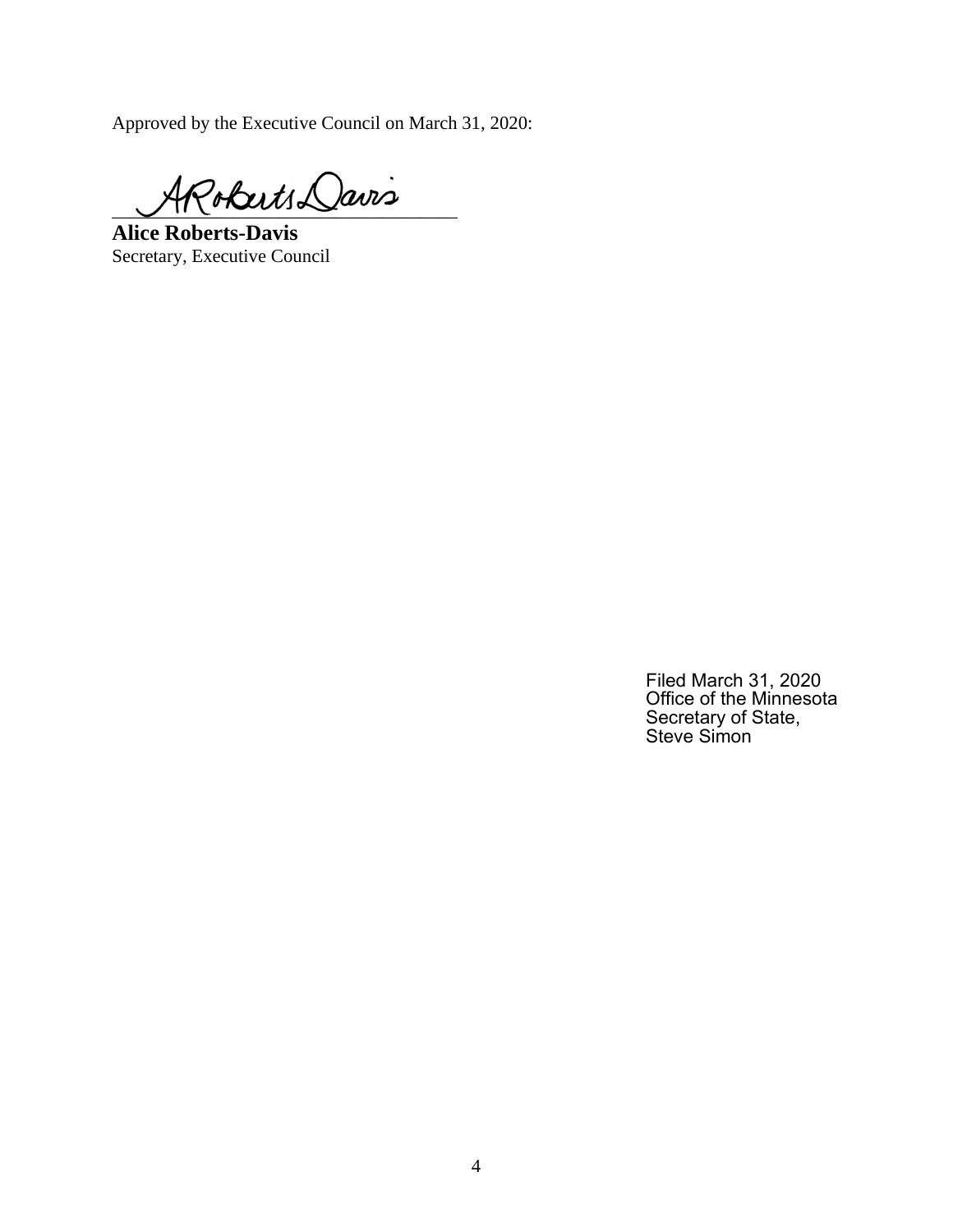Approved by the Executive Council on March 31, 2020:

ARoberts Davis

**Alice Roberts-Davis**
Secretary, Executive Council

Filed March 31, 2020
Office of the Minnesota
Secretary of State,
Steve Simon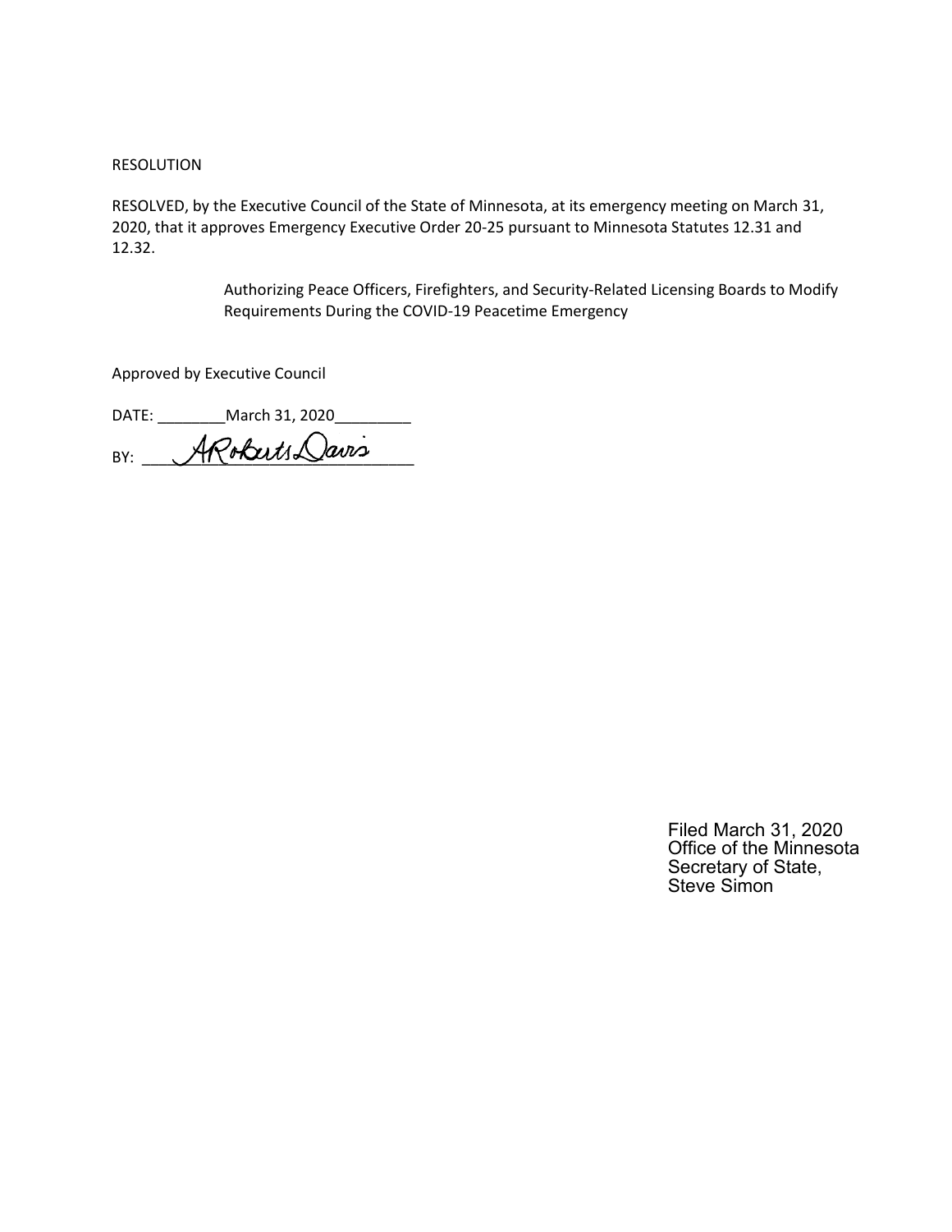RESOLUTION

RESOLVED, by the Executive Council of the State of Minnesota, at its emergency meeting on March 31, 2020, that it approves Emergency Executive Order 20-25 pursuant to Minnesota Statutes 12.31 and 12.32.

> Authorizing Peace Officers, Firefighters, and Security-Related Licensing Boards to Modify Requirements During the COVID-19 Peacetime Emergency

Approved by Executive Council

DATE: ________March 31, 2020_________

BY: ARoberts Davis

Filed March 31, 2020
Office of the Minnesota
Secretary of State,
Steve Simon